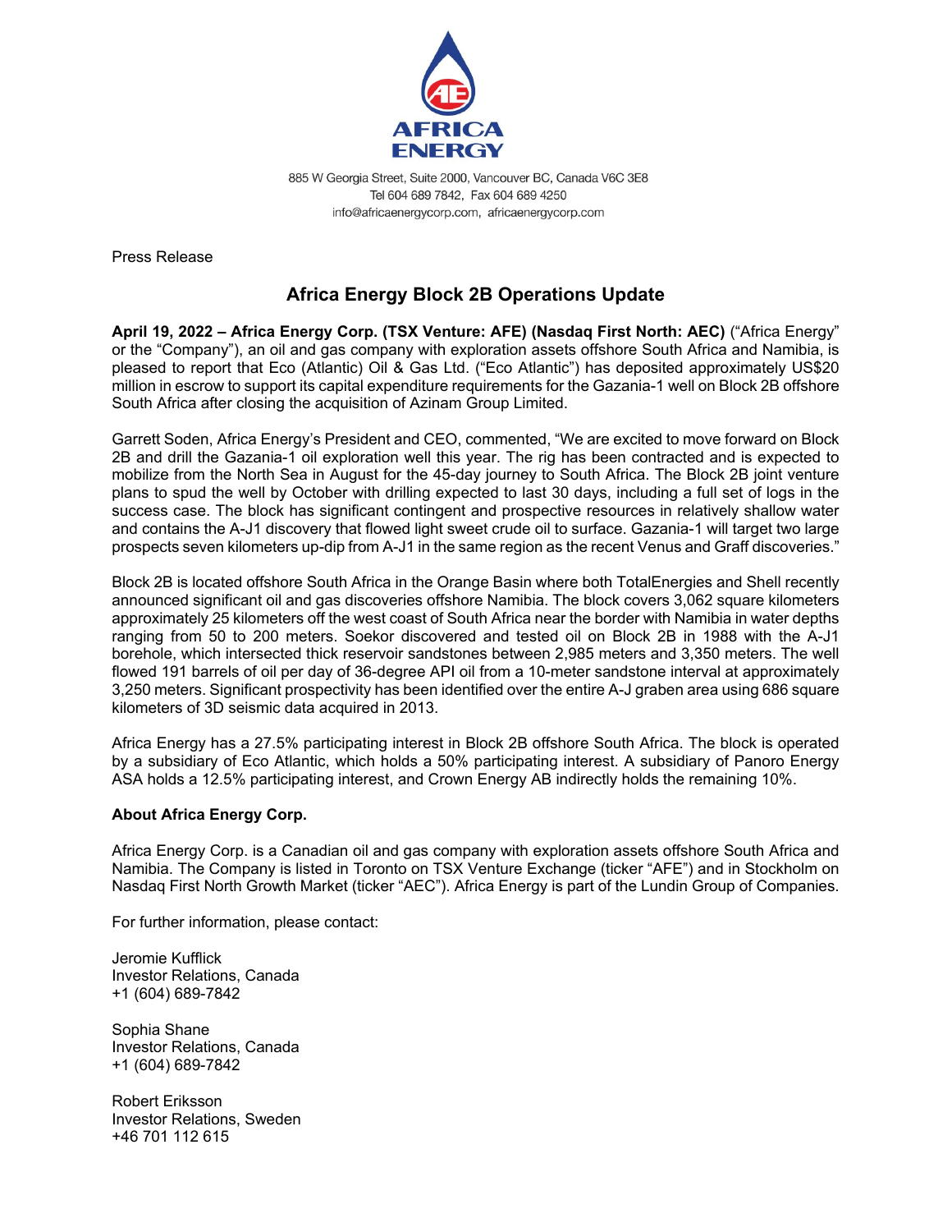AFRICA ENERGY

885 W Georgia Street, Suite 2000, Vancouver BC, Canada V6C 3E8
Tel 604 689 7842, Fax 604 689 4250
info@africaenergycorp.com, africaenergycorp.com

Press Release

# Africa Energy Block 2B Operations Update

**April 19, 2022 – Africa Energy Corp. (TSX Venture: AFE) (Nasdaq First North: AEC)** ("Africa Energy" or the "Company"), an oil and gas company with exploration assets offshore South Africa and Namibia, is pleased to report that Eco (Atlantic) Oil & Gas Ltd. ("Eco Atlantic") has deposited approximately US$20 million in escrow to support its capital expenditure requirements for the Gazania-1 well on Block 2B offshore South Africa after closing the acquisition of Azinam Group Limited.

Garrett Soden, Africa Energy's President and CEO, commented, "We are excited to move forward on Block 2B and drill the Gazania-1 oil exploration well this year. The rig has been contracted and is expected to mobilize from the North Sea in August for the 45-day journey to South Africa. The Block 2B joint venture plans to spud the well by October with drilling expected to last 30 days, including a full set of logs in the success case. The block has significant contingent and prospective resources in relatively shallow water and contains the A-J1 discovery that flowed light sweet crude oil to surface. Gazania-1 will target two large prospects seven kilometers up-dip from A-J1 in the same region as the recent Venus and Graff discoveries."

Block 2B is located offshore South Africa in the Orange Basin where both TotalEnergies and Shell recently announced significant oil and gas discoveries offshore Namibia. The block covers 3,062 square kilometers approximately 25 kilometers off the west coast of South Africa near the border with Namibia in water depths ranging from 50 to 200 meters. Soekor discovered and tested oil on Block 2B in 1988 with the A-J1 borehole, which intersected thick reservoir sandstones between 2,985 meters and 3,350 meters. The well flowed 191 barrels of oil per day of 36-degree API oil from a 10-meter sandstone interval at approximately 3,250 meters. Significant prospectivity has been identified over the entire A-J graben area using 686 square kilometers of 3D seismic data acquired in 2013.

Africa Energy has a 27.5% participating interest in Block 2B offshore South Africa. The block is operated by a subsidiary of Eco Atlantic, which holds a 50% participating interest. A subsidiary of Panoro Energy ASA holds a 12.5% participating interest, and Crown Energy AB indirectly holds the remaining 10%.

**About Africa Energy Corp.**

Africa Energy Corp. is a Canadian oil and gas company with exploration assets offshore South Africa and Namibia. The Company is listed in Toronto on TSX Venture Exchange (ticker "AFE") and in Stockholm on Nasdaq First North Growth Market (ticker "AEC"). Africa Energy is part of the Lundin Group of Companies.

For further information, please contact:

Jeromie Kufflick
Investor Relations, Canada
+1 (604) 689-7842

Sophia Shane
Investor Relations, Canada
+1 (604) 689-7842

Robert Eriksson
Investor Relations, Sweden
+46 701 112 615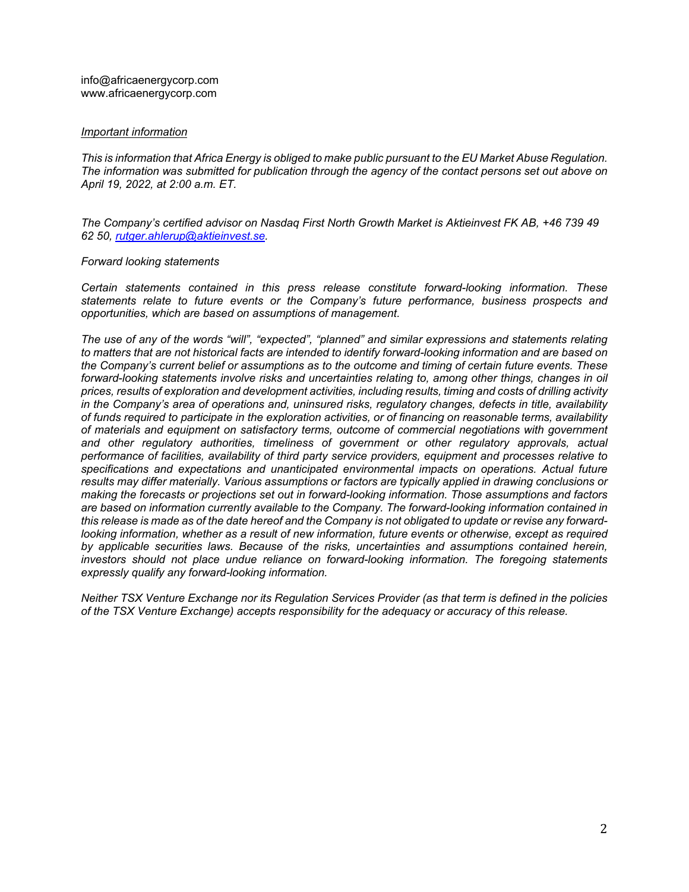info@africaenergycorp.com
www.africaenergycorp.com

*Important information*

*This is information that Africa Energy is obliged to make public pursuant to the EU Market Abuse Regulation. The information was submitted for publication through the agency of the contact persons set out above on April 19, 2022, at 2:00 a.m. ET.*

*The Company's certified advisor on Nasdaq First North Growth Market is Aktieinvest FK AB, +46 739 49 62 50, rutger.ahlerup@aktieinvest.se.*

*Forward looking statements*

*Certain statements contained in this press release constitute forward-looking information. These statements relate to future events or the Company's future performance, business prospects and opportunities, which are based on assumptions of management.*

*The use of any of the words "will", "expected", "planned" and similar expressions and statements relating to matters that are not historical facts are intended to identify forward-looking information and are based on the Company's current belief or assumptions as to the outcome and timing of certain future events. These forward-looking statements involve risks and uncertainties relating to, among other things, changes in oil prices, results of exploration and development activities, including results, timing and costs of drilling activity in the Company's area of operations and, uninsured risks, regulatory changes, defects in title, availability of funds required to participate in the exploration activities, or of financing on reasonable terms, availability of materials and equipment on satisfactory terms, outcome of commercial negotiations with government and other regulatory authorities, timeliness of government or other regulatory approvals, actual performance of facilities, availability of third party service providers, equipment and processes relative to specifications and expectations and unanticipated environmental impacts on operations. Actual future results may differ materially. Various assumptions or factors are typically applied in drawing conclusions or making the forecasts or projections set out in forward-looking information. Those assumptions and factors are based on information currently available to the Company. The forward-looking information contained in this release is made as of the date hereof and the Company is not obligated to update or revise any forward-looking information, whether as a result of new information, future events or otherwise, except as required by applicable securities laws. Because of the risks, uncertainties and assumptions contained herein, investors should not place undue reliance on forward-looking information. The foregoing statements expressly qualify any forward-looking information.*

*Neither TSX Venture Exchange nor its Regulation Services Provider (as that term is defined in the policies of the TSX Venture Exchange) accepts responsibility for the adequacy or accuracy of this release.*